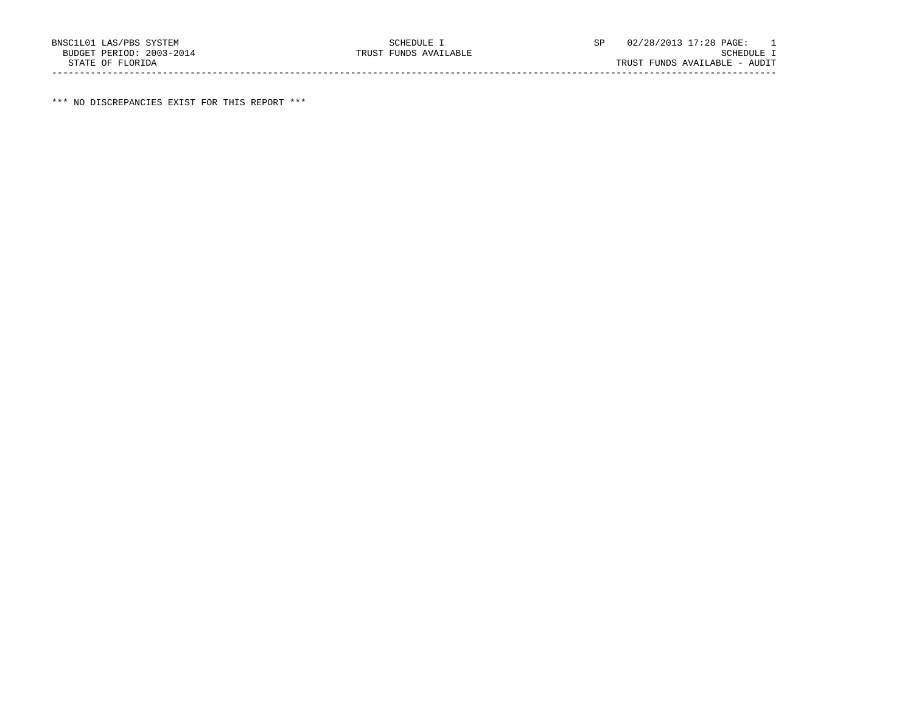BNSC1L01 LAS/PBS SYSTEM SCHEDULE I SP 02/28/2013 17:28 PAGE: 1
BUDGET PERIOD: 2003-2014 TRUST FUNDS AVAILABLE SCHEDULE I
STATE OF FLORIDA TRUST FUNDS AVAILABLE - AUDIT

*** NO DISCREPANCIES EXIST FOR THIS REPORT ***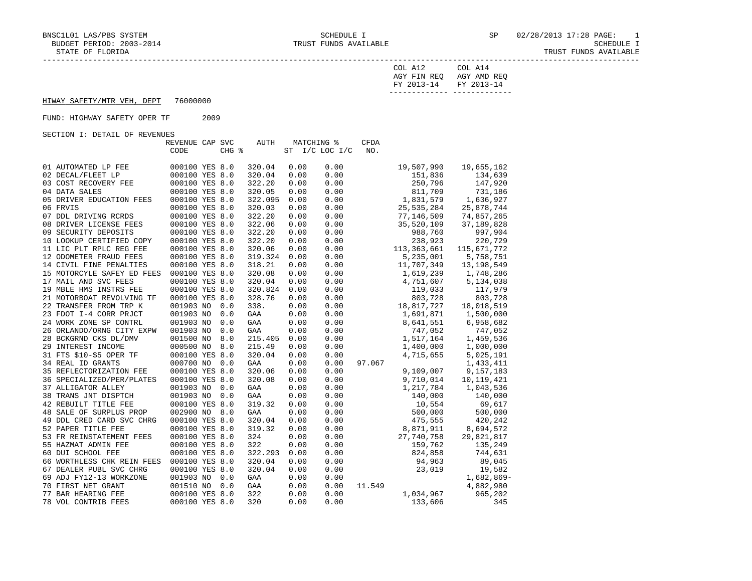BNSC1L01 LAS/PBS SYSTEM — SCHEDULE I — TRUST FUNDS AVAILABLE

BUDGET PERIOD: 2003-2014

STATE OF FLORIDA

SP 02/28/2013 17:28

SCHEDULE I — TRUST FUNDS AVAILABLE

HIWAY SAFETY/MTR VEH, DEPT 76000000

FUND: HIGHWAY SAFETY OPER TF 2009

SECTION I: DETAIL OF REVENUES

| | REVENUE CODE | CAP | SVC CHG % | AUTH | MATCHING % ST | I/C LOC I/C | CFDA NO. | COL A12 AGY FIN REQ FY 2013-14 | COL A14 AGY AMD REQ FY 2013-14 |
|---|---|---|---|---|---|---|---|---|---|
| 01 AUTOMATED LP FEE | 000100 | YES | 8.0 | 320.04 | 0.00 | 0.00 | | 19,507,990 | 19,655,162 |
| 02 DECAL/FLEET LP | 000100 | YES | 8.0 | 320.04 | 0.00 | 0.00 | | 151,836 | 134,639 |
| 03 COST RECOVERY FEE | 000100 | YES | 8.0 | 322.20 | 0.00 | 0.00 | | 250,796 | 147,920 |
| 04 DATA SALES | 000100 | YES | 8.0 | 320.05 | 0.00 | 0.00 | | 811,709 | 731,186 |
| 05 DRIVER EDUCATION FEES | 000100 | YES | 8.0 | 322.095 | 0.00 | 0.00 | | 1,831,579 | 1,636,927 |
| 06 FRVIS | 000100 | YES | 8.0 | 320.03 | 0.00 | 0.00 | | 25,535,284 | 25,878,744 |
| 07 DDL DRIVING RCRDS | 000100 | YES | 8.0 | 322.20 | 0.00 | 0.00 | | 77,146,509 | 74,857,265 |
| 08 DRIVER LICENSE FEES | 000100 | YES | 8.0 | 322.06 | 0.00 | 0.00 | | 35,520,109 | 37,189,828 |
| 09 SECURITY DEPOSITS | 000100 | YES | 8.0 | 322.20 | 0.00 | 0.00 | | 988,760 | 997,904 |
| 10 LOOKUP CERTIFIED COPY | 000100 | YES | 8.0 | 322.20 | 0.00 | 0.00 | | 238,923 | 220,729 |
| 11 LIC PLT RPLC REG FEE | 000100 | YES | 8.0 | 320.06 | 0.00 | 0.00 | | 113,363,661 | 115,671,772 |
| 12 ODOMETER FRAUD FEES | 000100 | YES | 8.0 | 319.324 | 0.00 | 0.00 | | 5,235,001 | 5,758,751 |
| 14 CIVIL FINE PENALTIES | 000100 | YES | 8.0 | 318.21 | 0.00 | 0.00 | | 11,707,349 | 13,198,549 |
| 15 MOTORCYLE SAFEY ED FEES | 000100 | YES | 8.0 | 320.08 | 0.00 | 0.00 | | 1,619,239 | 1,748,286 |
| 17 MAIL AND SVC FEES | 000100 | YES | 8.0 | 320.04 | 0.00 | 0.00 | | 4,751,607 | 5,134,038 |
| 19 MBLE HMS INSTRS FEE | 000100 | YES | 8.0 | 320.824 | 0.00 | 0.00 | | 119,033 | 117,979 |
| 21 MOTORBOAT REVOLVING TF | 000100 | YES | 8.0 | 328.76 | 0.00 | 0.00 | | 803,728 | 803,728 |
| 22 TRANSFER FROM TRP K | 001903 | NO | 0.0 | 338. | 0.00 | 0.00 | | 18,817,727 | 18,018,519 |
| 23 FDOT I-4 CORR PRJCT | 001903 | NO | 0.0 | GAA | 0.00 | 0.00 | | 1,691,871 | 1,500,000 |
| 24 WORK ZONE SP CONTRL | 001903 | NO | 0.0 | GAA | 0.00 | 0.00 | | 8,641,551 | 6,958,682 |
| 26 ORLANDO/ORNG CITY EXPW | 001903 | NO | 0.0 | GAA | 0.00 | 0.00 | | 747,052 | 747,052 |
| 28 BCKGRND CKS DL/DMV | 001500 | NO | 8.0 | 215.405 | 0.00 | 0.00 | | 1,517,164 | 1,459,536 |
| 29 INTEREST INCOME | 000500 | NO | 8.0 | 215.49 | 0.00 | 0.00 | | 1,400,000 | 1,000,000 |
| 31 FTS $10-$5 OPER TF | 000100 | YES | 8.0 | 320.04 | 0.00 | 0.00 | | 4,715,655 | 5,025,191 |
| 34 REAL ID GRANTS | 000700 | NO | 0.0 | GAA | 0.00 | 0.00 | 97.067 | | 1,433,411 |
| 35 REFLECTORIZATION FEE | 000100 | YES | 8.0 | 320.06 | 0.00 | 0.00 | | 9,109,007 | 9,157,183 |
| 36 SPECIALIZED/PER/PLATES | 000100 | YES | 8.0 | 320.08 | 0.00 | 0.00 | | 9,710,014 | 10,119,421 |
| 37 ALLIGATOR ALLEY | 001903 | NO | 0.0 | GAA | 0.00 | 0.00 | | 1,217,784 | 1,043,536 |
| 38 TRANS JNT DISPTCH | 001903 | NO | 0.0 | GAA | 0.00 | 0.00 | | 140,000 | 140,000 |
| 42 REBUILT TITLE FEE | 000100 | YES | 8.0 | 319.32 | 0.00 | 0.00 | | 10,554 | 69,617 |
| 48 SALE OF SURPLUS PROP | 002900 | NO | 8.0 | GAA | 0.00 | 0.00 | | 500,000 | 500,000 |
| 49 DDL CRED CARD SVC CHRG | 000100 | YES | 8.0 | 320.04 | 0.00 | 0.00 | | 475,555 | 420,242 |
| 52 PAPER TITLE FEE | 000100 | YES | 8.0 | 319.32 | 0.00 | 0.00 | | 8,871,911 | 8,694,572 |
| 53 FR REINSTATEMENT FEES | 000100 | YES | 8.0 | 324 | 0.00 | 0.00 | | 27,740,758 | 29,821,817 |
| 55 HAZMAT ADMIN FEE | 000100 | YES | 8.0 | 322 | 0.00 | 0.00 | | 159,762 | 135,249 |
| 60 DUI SCHOOL FEE | 000100 | YES | 8.0 | 322.293 | 0.00 | 0.00 | | 824,858 | 744,631 |
| 66 WORTHLESS CHK REIN FEES | 000100 | YES | 8.0 | 320.04 | 0.00 | 0.00 | | 94,963 | 89,045 |
| 67 DEALER PUBL SVC CHRG | 000100 | YES | 8.0 | 320.04 | 0.00 | 0.00 | | 23,019 | 19,582 |
| 69 ADJ FY12-13 WORKZONE | 001903 | NO | 0.0 | GAA | 0.00 | 0.00 | | | 1,682,869- |
| 70 FIRST NET GRANT | 001510 | NO | 0.0 | GAA | 0.00 | 0.00 | 11.549 | | 4,882,980 |
| 77 BAR HEARING FEE | 000100 | YES | 8.0 | 322 | 0.00 | 0.00 | | 1,034,967 | 965,202 |
| 78 VOL CONTRIB FEES | 000100 | YES | 8.0 | 320 | 0.00 | 0.00 | | 133,606 | 345 |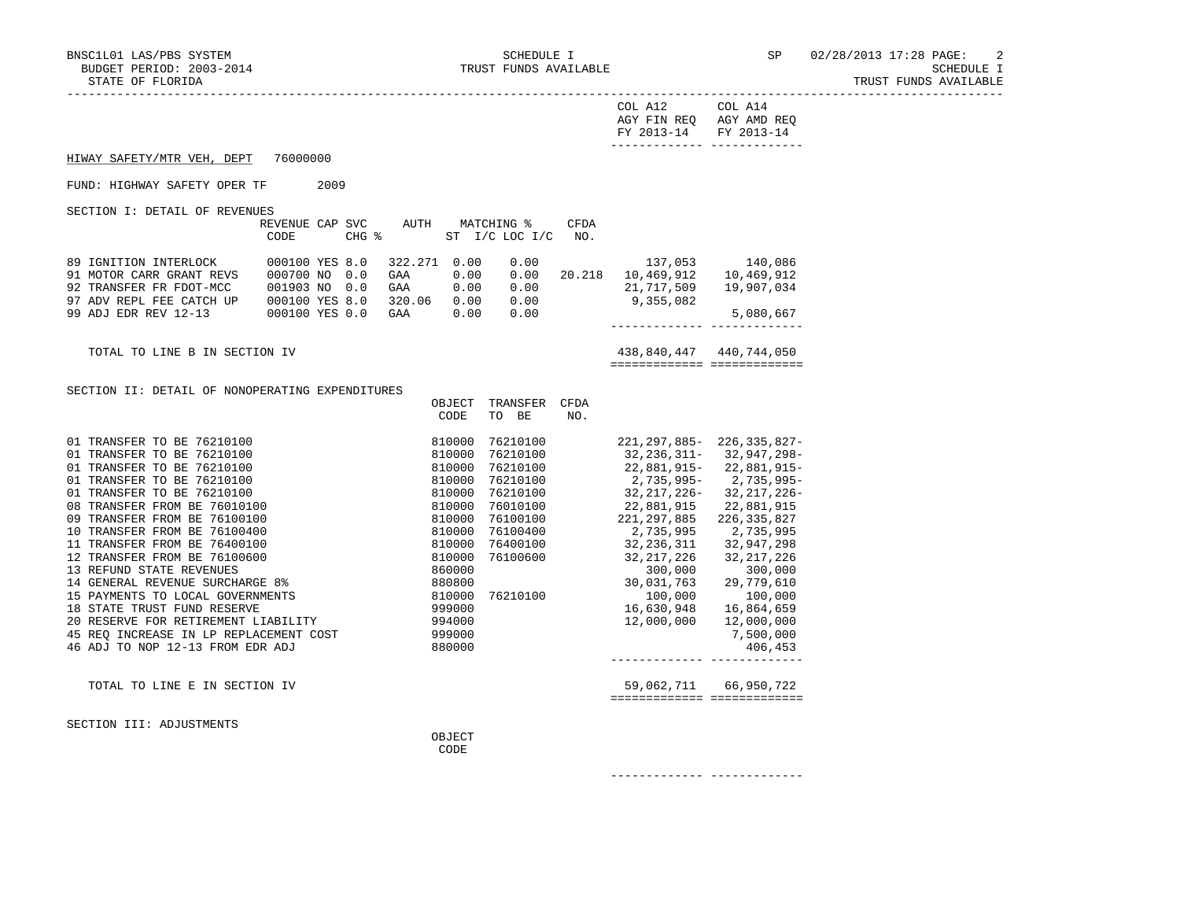SCHEDULE I
TRUST FUNDS AVAILABLE

| | COL A12 AGY FIN REQ FY 2013-14 | COL A14 AGY AMD REQ FY 2013-14 |
|---|---|---|

HIWAY SAFETY/MTR VEH, DEPT 76000000

FUND: HIGHWAY SAFETY OPER TF 2009

SECTION I: DETAIL OF REVENUES

| | REVENUE CODE | CAP | SVC CHG % | AUTH | MATCHING % ST | I/C LOC I/C | CFDA NO. | COL A12 AGY FIN REQ FY 2013-14 | COL A14 AGY AMD REQ FY 2013-14 |
|---|---|---|---|---|---|---|---|---|---|
| 89 IGNITION INTERLOCK | 000100 | YES | 8.0 | 322.271 | 0.00 | 0.00 | | 137,053 | 140,086 |
| 91 MOTOR CARR GRANT REVS | 000700 | NO | 0.0 | GAA | 0.00 | 0.00 | 20.218 | 10,469,912 | 10,469,912 |
| 92 TRANSFER FR FDOT-MCC | 001903 | NO | 0.0 | GAA | 0.00 | 0.00 | | 21,717,509 | 19,907,034 |
| 97 ADV REPL FEE CATCH UP | 000100 | YES | 8.0 | 320.06 | 0.00 | 0.00 | | 9,355,082 | |
| 99 ADJ EDR REV 12-13 | 000100 | YES | 0.0 | GAA | 0.00 | 0.00 | | | 5,080,667 |
| TOTAL TO LINE B IN SECTION IV | | | | | | | | 438,840,447 | 440,744,050 |

SECTION II: DETAIL OF NONOPERATING EXPENDITURES

| | OBJECT CODE | TRANSFER TO BE | CFDA NO. | COL A12 AGY FIN REQ FY 2013-14 | COL A14 AGY AMD REQ FY 2013-14 |
|---|---|---|---|---|---|
| 01 TRANSFER TO BE 76210100 | 810000 | 76210100 | | 221,297,885- | 226,335,827- |
| 01 TRANSFER TO BE 76210100 | 810000 | 76210100 | | 32,236,311- | 32,947,298- |
| 01 TRANSFER TO BE 76210100 | 810000 | 76210100 | | 22,881,915- | 22,881,915- |
| 01 TRANSFER TO BE 76210100 | 810000 | 76210100 | | 2,735,995- | 2,735,995- |
| 01 TRANSFER TO BE 76210100 | 810000 | 76210100 | | 32,217,226- | 32,217,226- |
| 08 TRANSFER FROM BE 76010100 | 810000 | 76010100 | | 22,881,915 | 22,881,915 |
| 09 TRANSFER FROM BE 76100100 | 810000 | 76100100 | | 221,297,885 | 226,335,827 |
| 10 TRANSFER FROM BE 76100400 | 810000 | 76100400 | | 2,735,995 | 2,735,995 |
| 11 TRANSFER FROM BE 76400100 | 810000 | 76400100 | | 32,236,311 | 32,947,298 |
| 12 TRANSFER FROM BE 76100600 | 810000 | 76100600 | | 32,217,226 | 32,217,226 |
| 13 REFUND STATE REVENUES | 860000 | | | 300,000 | 300,000 |
| 14 GENERAL REVENUE SURCHARGE 8% | 880800 | | | 30,031,763 | 29,779,610 |
| 15 PAYMENTS TO LOCAL GOVERNMENTS | 810000 | 76210100 | | 100,000 | 100,000 |
| 18 STATE TRUST FUND RESERVE | 999000 | | | 16,630,948 | 16,864,659 |
| 20 RESERVE FOR RETIREMENT LIABILITY | 994000 | | | 12,000,000 | 12,000,000 |
| 45 REQ INCREASE IN LP REPLACEMENT COST | 999000 | | | | 7,500,000 |
| 46 ADJ TO NOP 12-13 FROM EDR ADJ | 880000 | | | | 406,453 |
| TOTAL TO LINE E IN SECTION IV | | | | 59,062,711 | 66,950,722 |

SECTION III: ADJUSTMENTS

| | OBJECT CODE | COL A12 | COL A14 |
|---|---|---|---|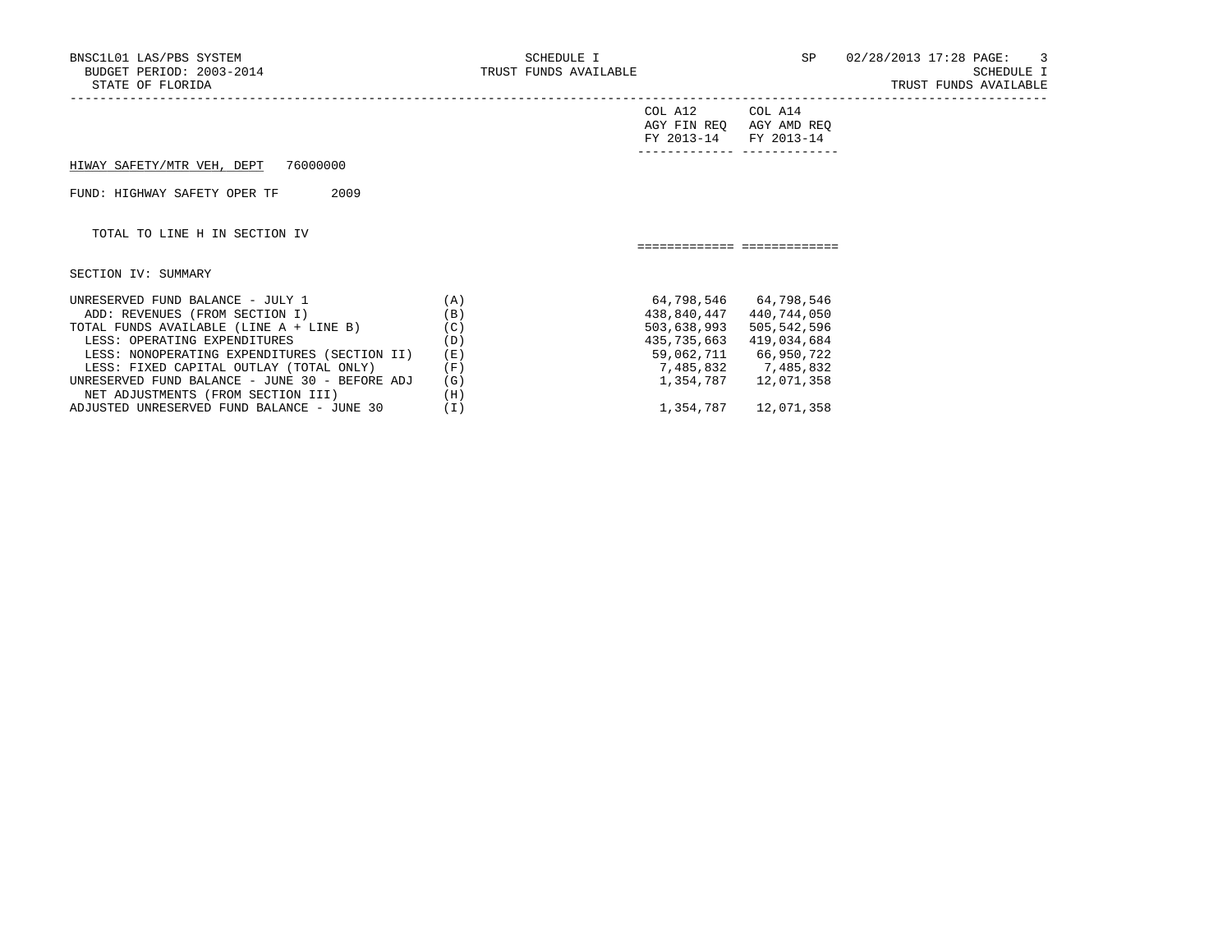HIWAY SAFETY/MTR VEH, DEPT 76000000

FUND: HIGHWAY SAFETY OPER TF 2009

TOTAL TO LINE H IN SECTION IV

SECTION IV: SUMMARY

| | | COL A12 AGY FIN REQ FY 2013-14 | COL A14 AGY AMD REQ FY 2013-14 |
|---|---|---|---|
| UNRESERVED FUND BALANCE - JULY 1 | (A) | 64,798,546 | 64,798,546 |
| ADD: REVENUES (FROM SECTION I) | (B) | 438,840,447 | 440,744,050 |
| TOTAL FUNDS AVAILABLE (LINE A + LINE B) | (C) | 503,638,993 | 505,542,596 |
| LESS: OPERATING EXPENDITURES | (D) | 435,735,663 | 419,034,684 |
| LESS: NONOPERATING EXPENDITURES (SECTION II) | (E) | 59,062,711 | 66,950,722 |
| LESS: FIXED CAPITAL OUTLAY (TOTAL ONLY) | (F) | 7,485,832 | 7,485,832 |
| UNRESERVED FUND BALANCE - JUNE 30 - BEFORE ADJ | (G) | 1,354,787 | 12,071,358 |
| NET ADJUSTMENTS (FROM SECTION III) | (H) | | |
| ADJUSTED UNRESERVED FUND BALANCE - JUNE 30 | (I) | 1,354,787 | 12,071,358 |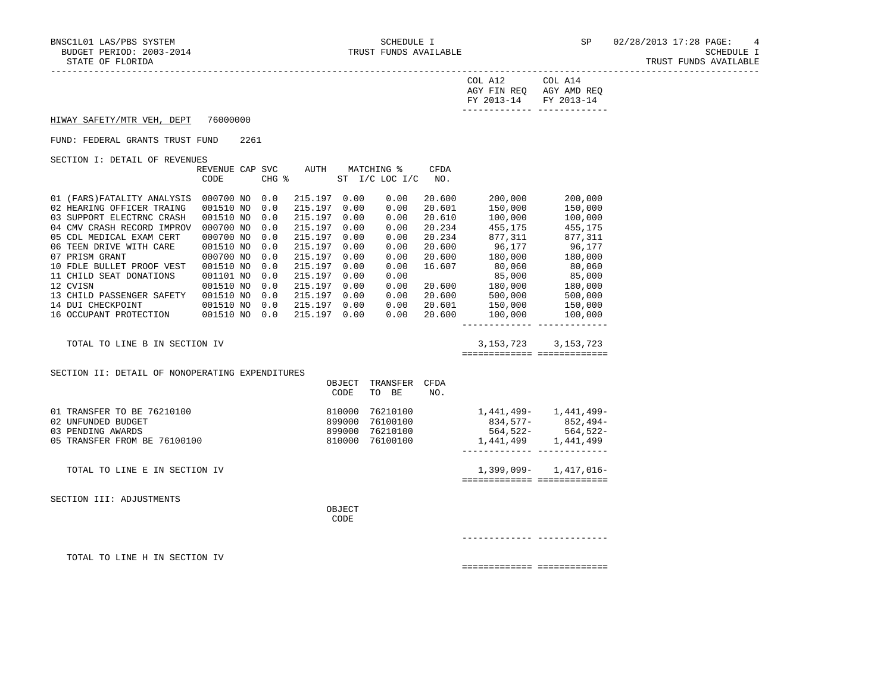SCHEDULE I
TRUST FUNDS AVAILABLE

STATE OF FLORIDA — TRUST FUNDS AVAILABLE

HIWAY SAFETY/MTR VEH, DEPT 76000000

FUND: FEDERAL GRANTS TRUST FUND 2261

SECTION I: DETAIL OF REVENUES

| | REVENUE CODE | CAP | SVC CHG % | AUTH ST | MATCHING % I/C | LOC I/C | CFDA NO. | COL A12 AGY FIN REQ FY 2013-14 | COL A14 AGY AMD REQ FY 2013-14 |
|---|---|---|---|---|---|---|---|---|---|
| 01 (FARS)FATALITY ANALYSIS | 000700 | NO | 0.0 | 215.197 | 0.00 | 0.00 | 20.600 | 200,000 | 200,000 |
| 02 HEARING OFFICER TRAING | 001510 | NO | 0.0 | 215.197 | 0.00 | 0.00 | 20.601 | 150,000 | 150,000 |
| 03 SUPPORT ELECTRNC CRASH | 001510 | NO | 0.0 | 215.197 | 0.00 | 0.00 | 20.610 | 100,000 | 100,000 |
| 04 CMV CRASH RECORD IMPROV | 000700 | NO | 0.0 | 215.197 | 0.00 | 0.00 | 20.234 | 455,175 | 455,175 |
| 05 CDL MEDICAL EXAM CERT | 000700 | NO | 0.0 | 215.197 | 0.00 | 0.00 | 20.234 | 877,311 | 877,311 |
| 06 TEEN DRIVE WITH CARE | 001510 | NO | 0.0 | 215.197 | 0.00 | 0.00 | 20.600 | 96,177 | 96,177 |
| 07 PRISM GRANT | 000700 | NO | 0.0 | 215.197 | 0.00 | 0.00 | 20.600 | 180,000 | 180,000 |
| 10 FDLE BULLET PROOF VEST | 001510 | NO | 0.0 | 215.197 | 0.00 | 0.00 | 16.607 | 80,060 | 80,060 |
| 11 CHILD SEAT DONATIONS | 001101 | NO | 0.0 | 215.197 | 0.00 | 0.00 | | 85,000 | 85,000 |
| 12 CVISN | 001510 | NO | 0.0 | 215.197 | 0.00 | 0.00 | 20.600 | 180,000 | 180,000 |
| 13 CHILD PASSENGER SAFETY | 001510 | NO | 0.0 | 215.197 | 0.00 | 0.00 | 20.600 | 500,000 | 500,000 |
| 14 DUI CHECKPOINT | 001510 | NO | 0.0 | 215.197 | 0.00 | 0.00 | 20.601 | 150,000 | 150,000 |
| 16 OCCUPANT PROTECTION | 001510 | NO | 0.0 | 215.197 | 0.00 | 0.00 | 20.600 | 100,000 | 100,000 |
| TOTAL TO LINE B IN SECTION IV | | | | | | | | 3,153,723 | 3,153,723 |

SECTION II: DETAIL OF NONOPERATING EXPENDITURES

| | OBJECT CODE | TRANSFER TO BE | CFDA NO. | COL A12 AGY FIN REQ FY 2013-14 | COL A14 AGY AMD REQ FY 2013-14 |
|---|---|---|---|---|---|
| 01 TRANSFER TO BE 76210100 | 810000 | 76210100 | | 1,441,499- | 1,441,499- |
| 02 UNFUNDED BUDGET | 899000 | 76100100 | | 834,577- | 852,494- |
| 03 PENDING AWARDS | 899000 | 76210100 | | 564,522- | 564,522- |
| 05 TRANSFER FROM BE 76100100 | 810000 | 76100100 | | 1,441,499 | 1,441,499 |
| TOTAL TO LINE E IN SECTION IV | | | | 1,399,099- | 1,417,016- |

SECTION III: ADJUSTMENTS

| | OBJECT CODE | COL A12 AGY FIN REQ FY 2013-14 | COL A14 AGY AMD REQ FY 2013-14 |
|---|---|---|---|
| TOTAL TO LINE H IN SECTION IV | | | |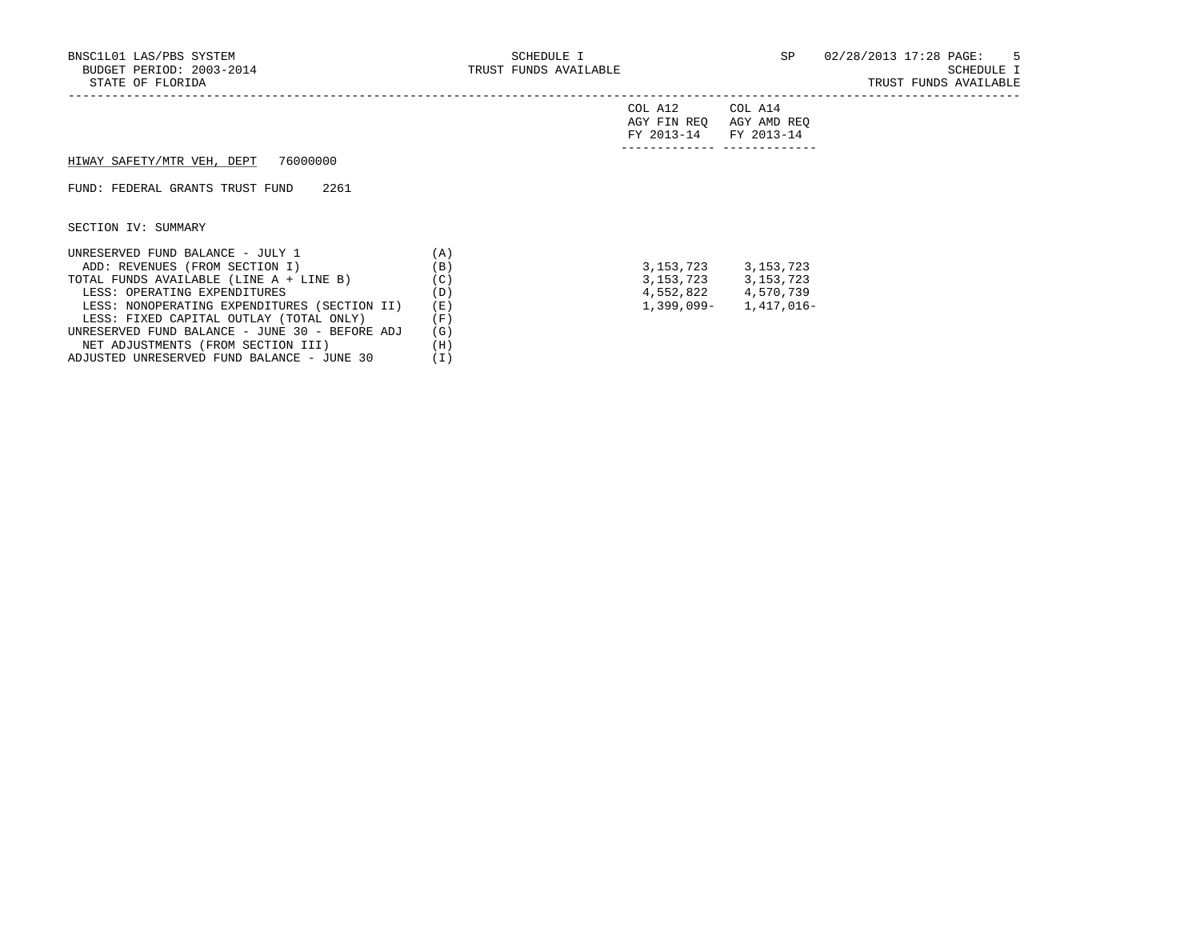BNSC1L01 LAS/PBS SYSTEM — SCHEDULE I — TRUST FUNDS AVAILABLE — SP 02/28/2013 17:28

BUDGET PERIOD: 2003-2014

STATE OF FLORIDA

SCHEDULE I

TRUST FUNDS AVAILABLE

HIWAY SAFETY/MTR VEH, DEPT 76000000

FUND: FEDERAL GRANTS TRUST FUND 2261

SECTION IV: SUMMARY

| | | COL A12 AGY FIN REQ FY 2013-14 | COL A14 AGY AMD REQ FY 2013-14 |
|---|---|---|---|
| UNRESERVED FUND BALANCE - JULY 1 | (A) | | |
| ADD: REVENUES (FROM SECTION I) | (B) | 3,153,723 | 3,153,723 |
| TOTAL FUNDS AVAILABLE (LINE A + LINE B) | (C) | 3,153,723 | 3,153,723 |
| LESS: OPERATING EXPENDITURES | (D) | 4,552,822 | 4,570,739 |
| LESS: NONOPERATING EXPENDITURES (SECTION II) | (E) | 1,399,099- | 1,417,016- |
| LESS: FIXED CAPITAL OUTLAY (TOTAL ONLY) | (F) | | |
| UNRESERVED FUND BALANCE - JUNE 30 - BEFORE ADJ | (G) | | |
| NET ADJUSTMENTS (FROM SECTION III) | (H) | | |
| ADJUSTED UNRESERVED FUND BALANCE - JUNE 30 | (I) | | |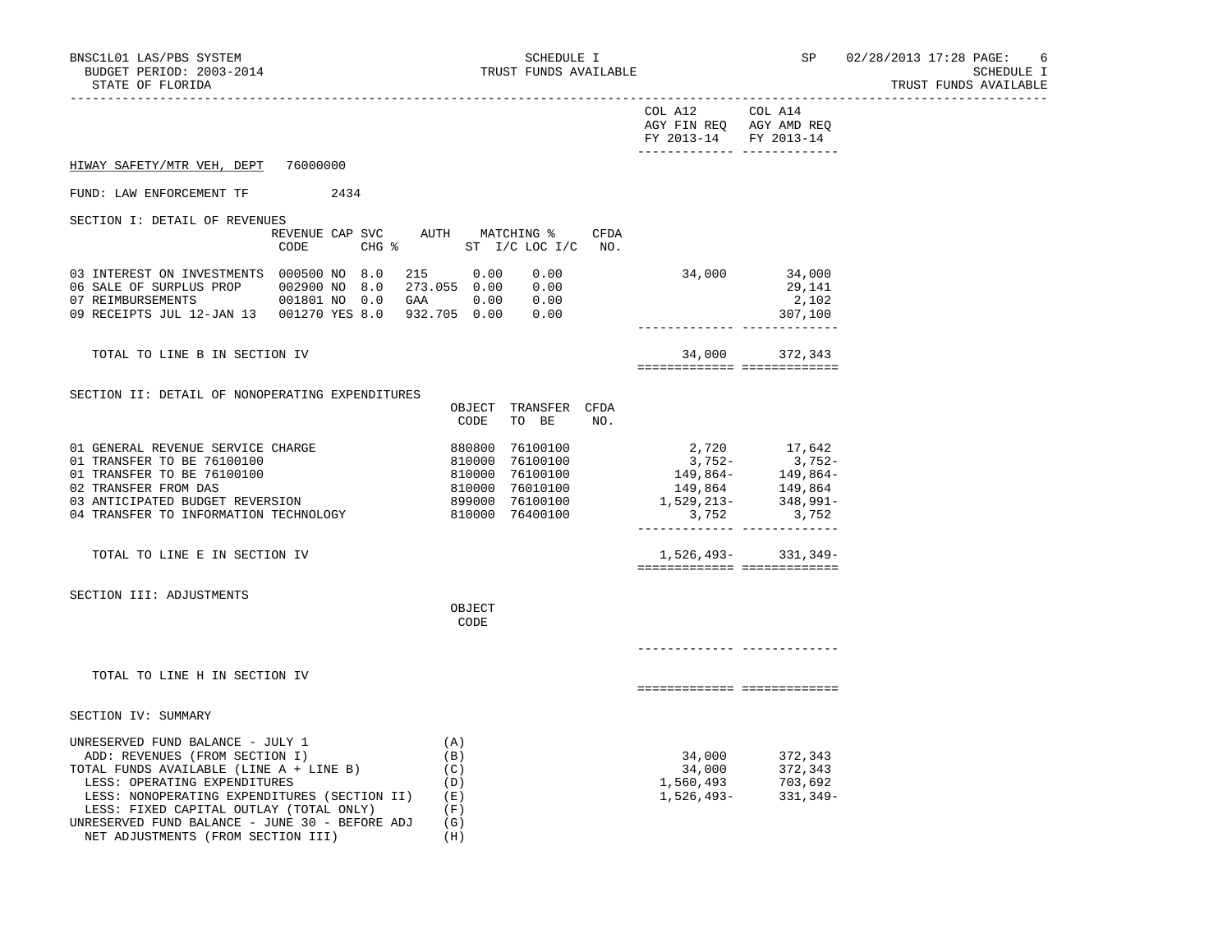SCHEDULE I
TRUST FUNDS AVAILABLE

BUDGET PERIOD: 2003-2014
STATE OF FLORIDA

HIWAY SAFETY/MTR VEH, DEPT 76000000

FUND: LAW ENFORCEMENT TF 2434

## SECTION I: DETAIL OF REVENUES

| | REVENUE CODE | CAP | SVC CHG % | AUTH ST | MATCHING % I/C | LOC I/C | CFDA NO. | COL A12 AGY FIN REQ FY 2013-14 | COL A14 AGY AMD REQ FY 2013-14 |
|---|---|---|---|---|---|---|---|---|---|
| 03 INTEREST ON INVESTMENTS | 000500 | NO | 8.0 | 215 | 0.00 | 0.00 | | 34,000 | 34,000 |
| 06 SALE OF SURPLUS PROP | 002900 | NO | 8.0 | 273.055 | 0.00 | 0.00 | | | 29,141 |
| 07 REIMBURSEMENTS | 001801 | NO | 0.0 | GAA | 0.00 | 0.00 | | | 2,102 |
| 09 RECEIPTS JUL 12-JAN 13 | 001270 | YES | 8.0 | 932.705 | 0.00 | 0.00 | | | 307,100 |
| TOTAL TO LINE B IN SECTION IV | | | | | | | | 34,000 | 372,343 |

## SECTION II: DETAIL OF NONOPERATING EXPENDITURES

| | OBJECT CODE | TRANSFER TO BE | CFDA NO. | COL A12 AGY FIN REQ FY 2013-14 | COL A14 AGY AMD REQ FY 2013-14 |
|---|---|---|---|---|---|
| 01 GENERAL REVENUE SERVICE CHARGE | 880800 | 76100100 | | 2,720 | 17,642 |
| 01 TRANSFER TO BE 76100100 | 810000 | 76100100 | | 3,752- | 3,752- |
| 01 TRANSFER TO BE 76100100 | 810000 | 76100100 | | 149,864- | 149,864- |
| 02 TRANSFER FROM DAS | 810000 | 76010100 | | 149,864 | 149,864 |
| 03 ANTICIPATED BUDGET REVERSION | 899000 | 76100100 | | 1,529,213- | 348,991- |
| 04 TRANSFER TO INFORMATION TECHNOLOGY | 810000 | 76400100 | | 3,752 | 3,752 |
| TOTAL TO LINE E IN SECTION IV | | | | 1,526,493- | 331,349- |

## SECTION III: ADJUSTMENTS

| | OBJECT CODE | COL A12 AGY FIN REQ FY 2013-14 | COL A14 AGY AMD REQ FY 2013-14 |
|---|---|---|---|
| TOTAL TO LINE H IN SECTION IV | | | |

## SECTION IV: SUMMARY

| | | COL A12 AGY FIN REQ FY 2013-14 | COL A14 AGY AMD REQ FY 2013-14 |
|---|---|---|---|
| UNRESERVED FUND BALANCE - JULY 1 | (A) | | |
| ADD: REVENUES (FROM SECTION I) | (B) | 34,000 | 372,343 |
| TOTAL FUNDS AVAILABLE (LINE A + LINE B) | (C) | 34,000 | 372,343 |
| LESS: OPERATING EXPENDITURES | (D) | 1,560,493 | 703,692 |
| LESS: NONOPERATING EXPENDITURES (SECTION II) | (E) | 1,526,493- | 331,349- |
| LESS: FIXED CAPITAL OUTLAY (TOTAL ONLY) | (F) | | |
| UNRESERVED FUND BALANCE - JUNE 30 - BEFORE ADJ | (G) | | |
| NET ADJUSTMENTS (FROM SECTION III) | (H) | | |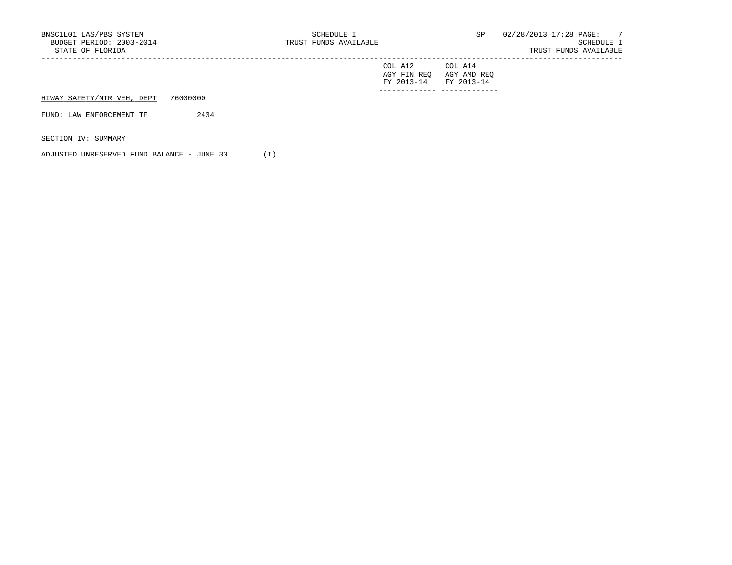| | COL A12 AGY FIN REQ FY 2013-14 | COL A14 AGY AMD REQ FY 2013-14 |
|---|---|---|
| HIWAY SAFETY/MTR VEH, DEPT 76000000 | | |
| FUND: LAW ENFORCEMENT TF 2434 | | |
| SECTION IV: SUMMARY | | |
| ADJUSTED UNRESERVED FUND BALANCE - JUNE 30 (I) | | |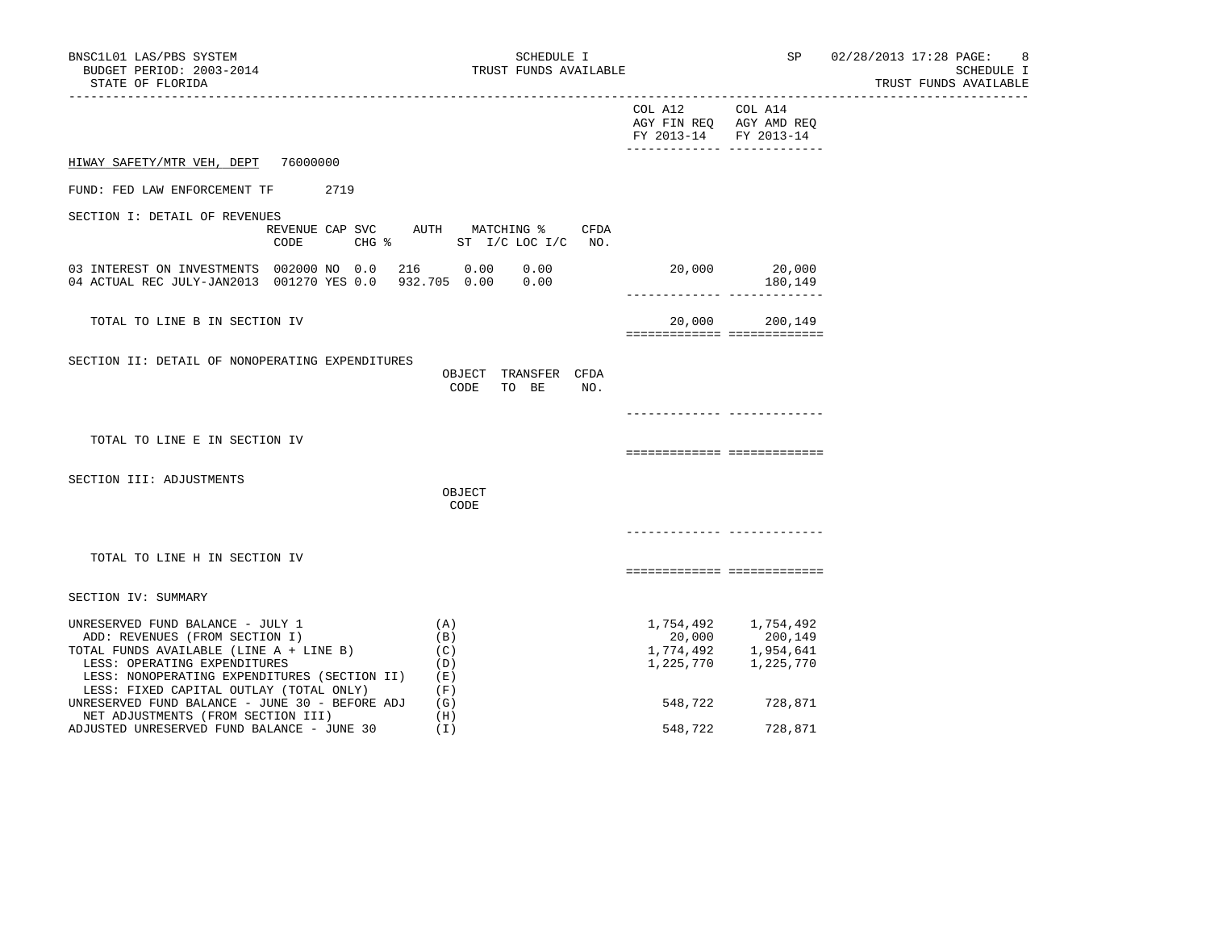HIWAY SAFETY/MTR VEH, DEPT 76000000

FUND: FED LAW ENFORCEMENT TF 2719

| | COL A12 AGY FIN REQ FY 2013-14 | COL A14 AGY AMD REQ FY 2013-14 |
|---|---|---|

## SECTION I: DETAIL OF REVENUES

| | REVENUE CODE | CAP | SVC CHG % | AUTH ST | MATCHING % I/C | LOC I/C | CFDA NO. | COL A12 AGY FIN REQ FY 2013-14 | COL A14 AGY AMD REQ FY 2013-14 |
|---|---|---|---|---|---|---|---|---|---|
| 03 INTEREST ON INVESTMENTS | 002000 | NO | 0.0 | 216 | 0.00 | 0.00 | | 20,000 | 20,000 |
| 04 ACTUAL REC JULY-JAN2013 | 001270 | YES | 0.0 | 932.705 | 0.00 | 0.00 | | | 180,149 |
| TOTAL TO LINE B IN SECTION IV | | | | | | | | 20,000 | 200,149 |

## SECTION II: DETAIL OF NONOPERATING EXPENDITURES

| | OBJECT CODE | TRANSFER TO BE | CFDA NO. | COL A12 | COL A14 |
|---|---|---|---|---|---|
| TOTAL TO LINE E IN SECTION IV | | | | | |

## SECTION III: ADJUSTMENTS

| | OBJECT CODE | COL A12 | COL A14 |
|---|---|---|---|
| TOTAL TO LINE H IN SECTION IV | | | |

## SECTION IV: SUMMARY

| | | COL A12 | COL A14 |
|---|---|---|---|
| UNRESERVED FUND BALANCE - JULY 1 | (A) | 1,754,492 | 1,754,492 |
| ADD: REVENUES (FROM SECTION I) | (B) | 20,000 | 200,149 |
| TOTAL FUNDS AVAILABLE (LINE A + LINE B) | (C) | 1,774,492 | 1,954,641 |
| LESS: OPERATING EXPENDITURES | (D) | 1,225,770 | 1,225,770 |
| LESS: NONOPERATING EXPENDITURES (SECTION II) | (E) | | |
| LESS: FIXED CAPITAL OUTLAY (TOTAL ONLY) | (F) | | |
| UNRESERVED FUND BALANCE - JUNE 30 - BEFORE ADJ | (G) | 548,722 | 728,871 |
| NET ADJUSTMENTS (FROM SECTION III) | (H) | | |
| ADJUSTED UNRESERVED FUND BALANCE - JUNE 30 | (I) | 548,722 | 728,871 |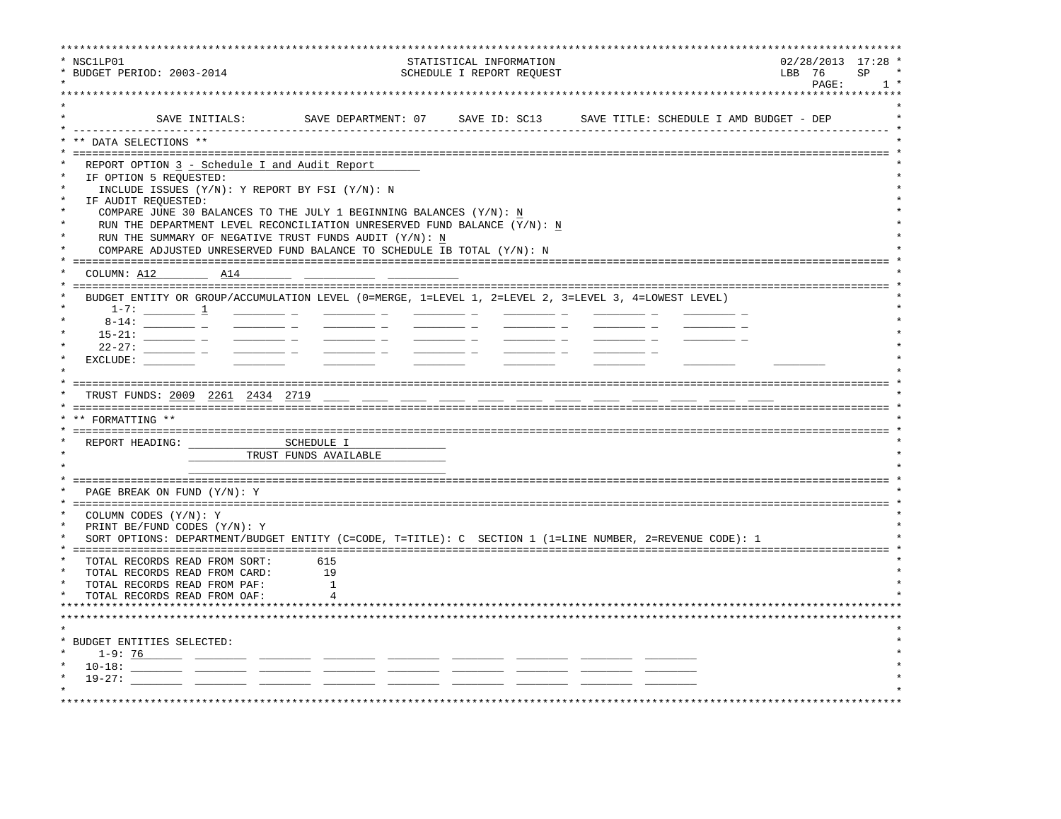```
NSC1LP01                                   STATISTICAL INFORMATION                              02/28/2013  17:28
BUDGET PERIOD: 2003-2014                   SCHEDULE I REPORT REQUEST                            LBB 76     SP
                                                                                                       PAGE:      1

          SAVE INITIALS:        SAVE DEPARTMENT: 07     SAVE ID: SC13      SAVE TITLE: SCHEDULE I AMD BUDGET - DEP

** DATA SELECTIONS **

  REPORT OPTION 3 - Schedule I and Audit Report
  IF OPTION 5 REQUESTED:
    INCLUDE ISSUES (Y/N): Y REPORT BY FSI (Y/N): N
  IF AUDIT REQUESTED:
    COMPARE JUNE 30 BALANCES TO THE JULY 1 BEGINNING BALANCES (Y/N): N
    RUN THE DEPARTMENT LEVEL RECONCILIATION UNRESERVED FUND BALANCE (Y/N): N
    RUN THE SUMMARY OF NEGATIVE TRUST FUNDS AUDIT (Y/N): N
    COMPARE ADJUSTED UNRESERVED FUND BALANCE TO SCHEDULE IB TOTAL (Y/N): N

  COLUMN: A12        A14

  BUDGET ENTITY OR GROUP/ACCUMULATION LEVEL (0=MERGE, 1=LEVEL 1, 2=LEVEL 2, 3=LEVEL 3, 4=LOWEST LEVEL)
      1-7: ________ 1
     8-14:
    15-21:
    22-27:
  EXCLUDE:

  TRUST FUNDS: 2009  2261  2434  2719

** FORMATTING **

  REPORT HEADING:            SCHEDULE I
                      TRUST FUNDS AVAILABLE

  PAGE BREAK ON FUND (Y/N): Y

  COLUMN CODES (Y/N): Y
  PRINT BE/FUND CODES (Y/N): Y
  SORT OPTIONS: DEPARTMENT/BUDGET ENTITY (C=CODE, T=TITLE): C  SECTION 1 (1=LINE NUMBER, 2=REVENUE CODE): 1

  TOTAL RECORDS READ FROM SORT:       615
  TOTAL RECORDS READ FROM CARD:        19
  TOTAL RECORDS READ FROM PAF:          1
  TOTAL RECORDS READ FROM OAF:          4

BUDGET ENTITIES SELECTED:
    1-9: 76
  10-18:
  19-27:
```